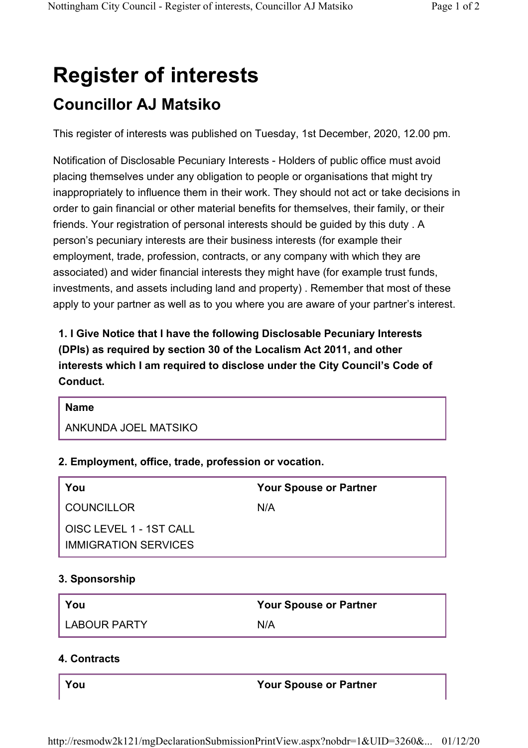# Register of interests

## Councillor AJ Matsiko

This register of interests was published on Tuesday, 1st December, 2020, 12.00 pm.

Notification of Disclosable Pecuniary Interests - Holders of public office must avoid placing themselves under any obligation to people or organisations that might try inappropriately to influence them in their work. They should not act or take decisions in order to gain financial or other material benefits for themselves, their family, or their friends. Your registration of personal interests should be guided by this duty . A person's pecuniary interests are their business interests (for example their employment, trade, profession, contracts, or any company with which they are associated) and wider financial interests they might have (for example trust funds, investments, and assets including land and property) . Remember that most of these apply to your partner as well as to you where you are aware of your partner's interest.

**1. I Give Notice that I have the following Disclosable Pecuniary Interests (DPIs) as required by section 30 of the Localism Act 2011, and other interests which I am required to disclose under the City Council's Code of Conduct.**

| Name |
|---|
| ANKUNDA JOEL MATSIKO |

**2. Employment, office, trade, profession or vocation.**

| You | Your Spouse or Partner |
|---|---|
| COUNCILLOR | N/A |
| OISC LEVEL 1 - 1ST CALL IMMIGRATION SERVICES | |

**3. Sponsorship**

| You | Your Spouse or Partner |
|---|---|
| LABOUR PARTY | N/A |

**4. Contracts**

| You | Your Spouse or Partner |
|---|---|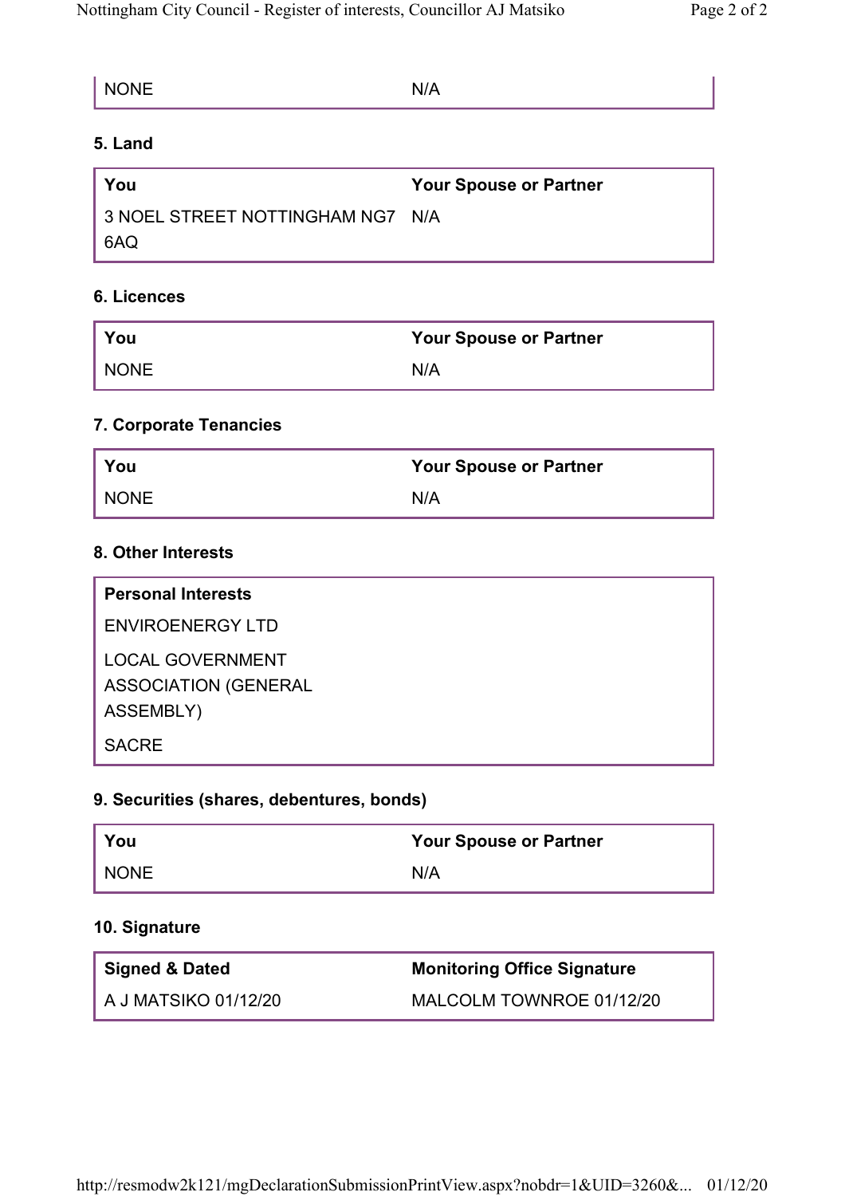| | |
|---|---|
| NONE | N/A |

**5. Land**

| You | Your Spouse or Partner |
|---|---|
| 3 NOEL STREET NOTTINGHAM NG7 6AQ | N/A |

**6. Licences**

| You | Your Spouse or Partner |
|---|---|
| NONE | N/A |

**7. Corporate Tenancies**

| You | Your Spouse or Partner |
|---|---|
| NONE | N/A |

**8. Other Interests**

| Personal Interests |
|---|
| ENVIROENERGY LTD |
| LOCAL GOVERNMENT ASSOCIATION (GENERAL ASSEMBLY) |
| SACRE |

**9. Securities (shares, debentures, bonds)**

| You | Your Spouse or Partner |
|---|---|
| NONE | N/A |

**10. Signature**

| Signed & Dated | Monitoring Office Signature |
|---|---|
| A J MATSIKO 01/12/20 | MALCOLM TOWNROE 01/12/20 |